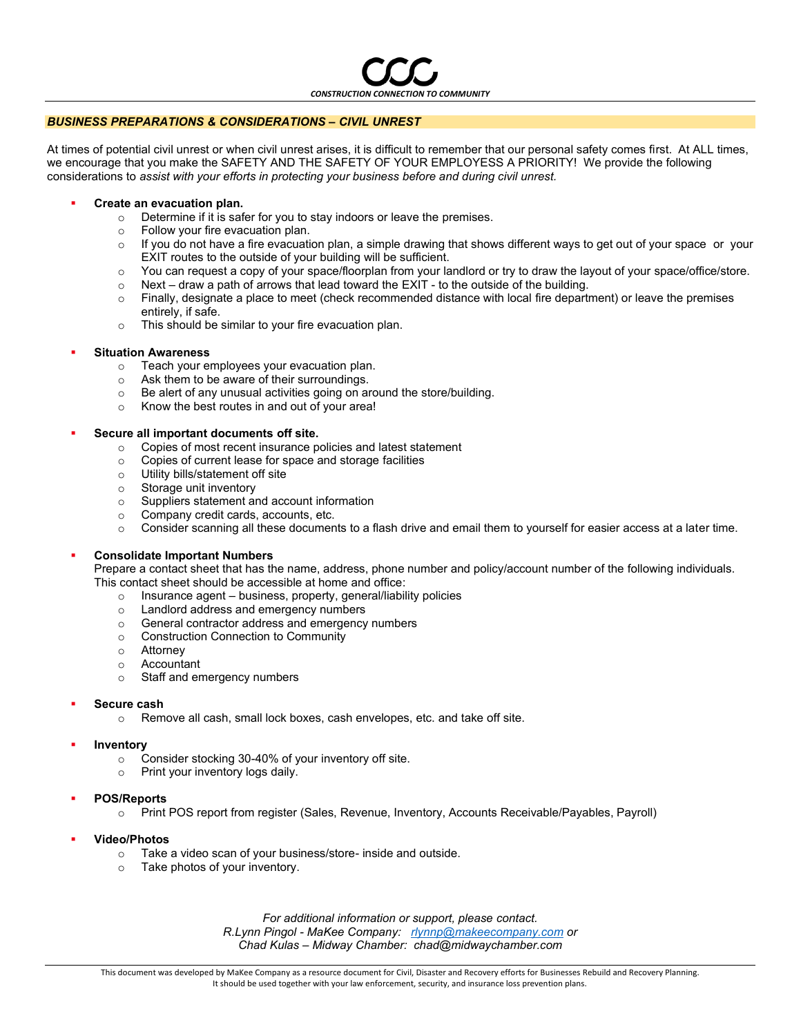CONSTRUCTION CONNECTION TO COMMUNITY

## *BUSINESS PREPARATIONS & CONSIDERATIONS – CIVIL UNREST*

At times of potential civil unrest or when civil unrest arises, it is difficult to remember that our personal safety comes first. At ALL times, we encourage that you make the SAFETY AND THE SAFETY OF YOUR EMPLOYESS A PRIORITY! We provide the following considerations to *assist with your efforts in protecting your business before and during civil unrest.*

- **Create an evacuation plan.**
  - Determine if it is safer for you to stay indoors or leave the premises.
  - Follow your fire evacuation plan.
  - If you do not have a fire evacuation plan, a simple drawing that shows different ways to get out of your space or your EXIT routes to the outside of your building will be sufficient.
  - You can request a copy of your space/floorplan from your landlord or try to draw the layout of your space/office/store.
  - Next – draw a path of arrows that lead toward the EXIT - to the outside of the building.
  - Finally, designate a place to meet (check recommended distance with local fire department) or leave the premises entirely, if safe.
  - This should be similar to your fire evacuation plan.

- **Situation Awareness**
  - Teach your employees your evacuation plan.
  - Ask them to be aware of their surroundings.
  - Be alert of any unusual activities going on around the store/building.
  - Know the best routes in and out of your area!

- **Secure all important documents off site.**
  - Copies of most recent insurance policies and latest statement
  - Copies of current lease for space and storage facilities
  - Utility bills/statement off site
  - Storage unit inventory
  - Suppliers statement and account information
  - Company credit cards, accounts, etc.
  - Consider scanning all these documents to a flash drive and email them to yourself for easier access at a later time.

- **Consolidate Important Numbers**
  Prepare a contact sheet that has the name, address, phone number and policy/account number of the following individuals. This contact sheet should be accessible at home and office:
  - Insurance agent – business, property, general/liability policies
  - Landlord address and emergency numbers
  - General contractor address and emergency numbers
  - Construction Connection to Community
  - Attorney
  - Accountant
  - Staff and emergency numbers

- **Secure cash**
  - Remove all cash, small lock boxes, cash envelopes, etc. and take off site.

- **Inventory**
  - Consider stocking 30-40% of your inventory off site.
  - Print your inventory logs daily.

- **POS/Reports**
  - Print POS report from register (Sales, Revenue, Inventory, Accounts Receivable/Payables, Payroll)

- **Video/Photos**
  - Take a video scan of your business/store- inside and outside.
  - Take photos of your inventory.

*For additional information or support, please contact.*
*R.Lynn Pingol - MaKee Company: rlynnp@makeecompany.com or*
*Chad Kulas – Midway Chamber: chad@midwaychamber.com*

This document was developed by MaKee Company as a resource document for Civil, Disaster and Recovery efforts for Businesses Rebuild and Recovery Planning. It should be used together with your law enforcement, security, and insurance loss prevention plans.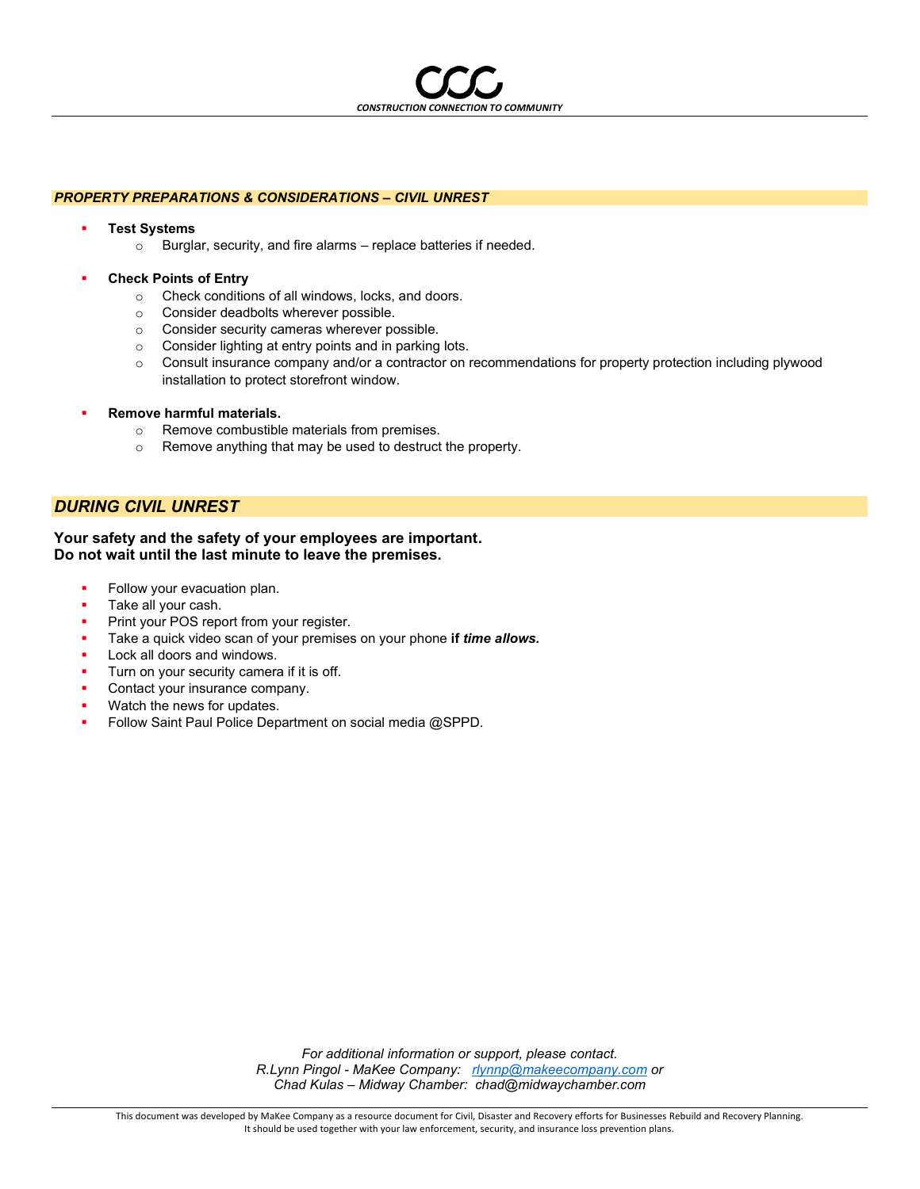## *PROPERTY PREPARATIONS & CONSIDERATIONS – CIVIL UNREST*

- **Test Systems**
  - Burglar, security, and fire alarms – replace batteries if needed.

- **Check Points of Entry**
  - Check conditions of all windows, locks, and doors.
  - Consider deadbolts wherever possible.
  - Consider security cameras wherever possible.
  - Consider lighting at entry points and in parking lots.
  - Consult insurance company and/or a contractor on recommendations for property protection including plywood installation to protect storefront window.

- **Remove harmful materials.**
  - Remove combustible materials from premises.
  - Remove anything that may be used to destruct the property.

## *DURING CIVIL UNREST*

**Your safety and the safety of your employees are important.**
**Do not wait until the last minute to leave the premises.**

- Follow your evacuation plan.
- Take all your cash.
- Print your POS report from your register.
- Take a quick video scan of your premises on your phone **if *time allows.***
- Lock all doors and windows.
- Turn on your security camera if it is off.
- Contact your insurance company.
- Watch the news for updates.
- Follow Saint Paul Police Department on social media @SPPD.

*For additional information or support, please contact.*
*R.Lynn Pingol - MaKee Company: rlynnp@makeecompany.com or*
*Chad Kulas – Midway Chamber: chad@midwaychamber.com*

This document was developed by MaKee Company as a resource document for Civil, Disaster and Recovery efforts for Businesses Rebuild and Recovery Planning. It should be used together with your law enforcement, security, and insurance loss prevention plans.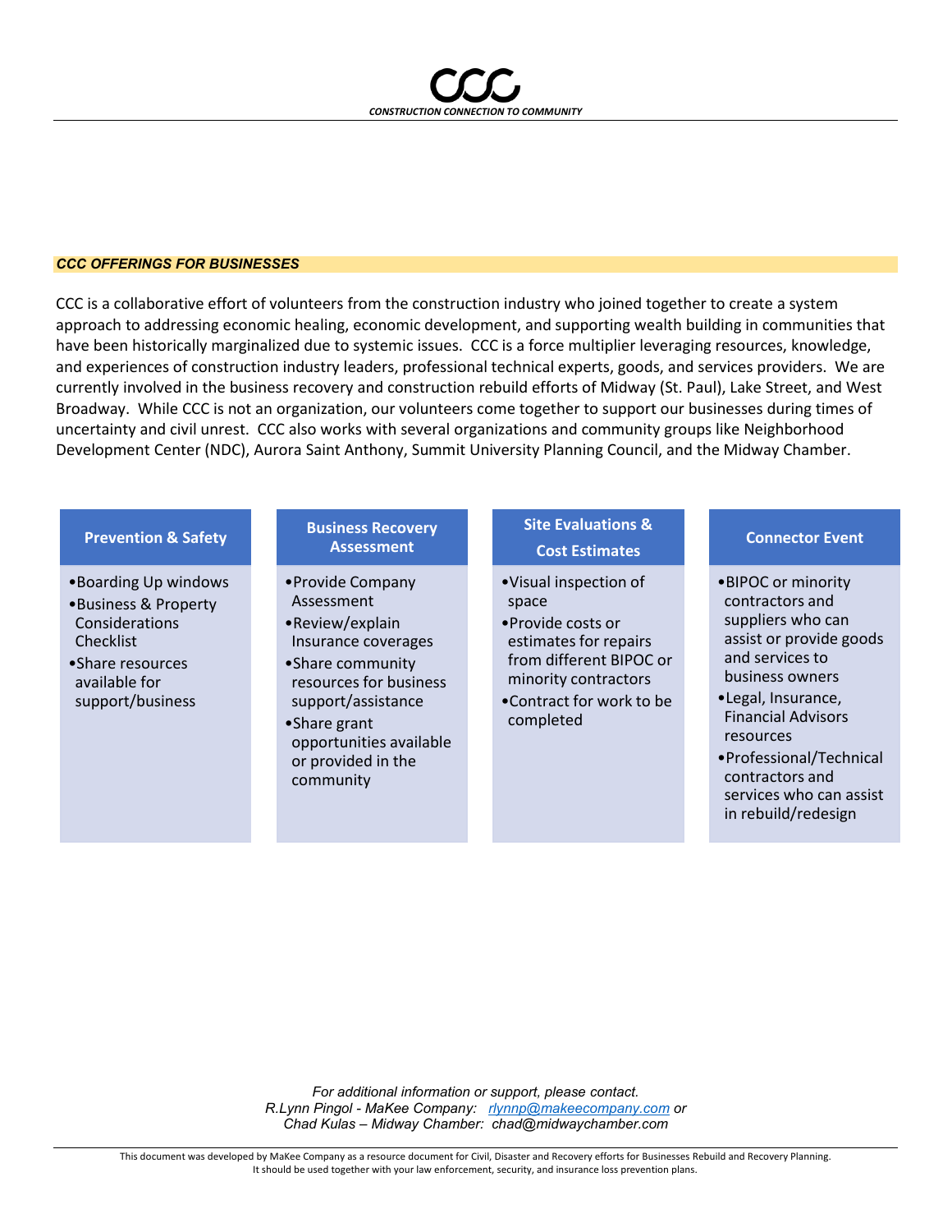CCC

*CONSTRUCTION CONNECTION TO COMMUNITY*

## *CCC OFFERINGS FOR BUSINESSES*

CCC is a collaborative effort of volunteers from the construction industry who joined together to create a system approach to addressing economic healing, economic development, and supporting wealth building in communities that have been historically marginalized due to systemic issues. CCC is a force multiplier leveraging resources, knowledge, and experiences of construction industry leaders, professional technical experts, goods, and services providers. We are currently involved in the business recovery and construction rebuild efforts of Midway (St. Paul), Lake Street, and West Broadway. While CCC is not an organization, our volunteers come together to support our businesses during times of uncertainty and civil unrest. CCC also works with several organizations and community groups like Neighborhood Development Center (NDC), Aurora Saint Anthony, Summit University Planning Council, and the Midway Chamber.

### Prevention & Safety

- Boarding Up windows
- Business & Property Considerations Checklist
- Share resources available for support/business

### Business Recovery Assessment

- Provide Company Assessment
- Review/explain Insurance coverages
- Share community resources for business support/assistance
- Share grant opportunities available or provided in the community

### Site Evaluations & Cost Estimates

- Visual inspection of space
- Provide costs or estimates for repairs from different BIPOC or minority contractors
- Contract for work to be completed

### Connector Event

- BIPOC or minority contractors and suppliers who can assist or provide goods and services to business owners
- Legal, Insurance, Financial Advisors resources
- Professional/Technical contractors and services who can assist in rebuild/redesign

*For additional information or support, please contact.*
*R.Lynn Pingol - MaKee Company: rlynnp@makeecompany.com or*
*Chad Kulas – Midway Chamber: chad@midwaychamber.com*

This document was developed by MaKee Company as a resource document for Civil, Disaster and Recovery efforts for Businesses Rebuild and Recovery Planning. It should be used together with your law enforcement, security, and insurance loss prevention plans.